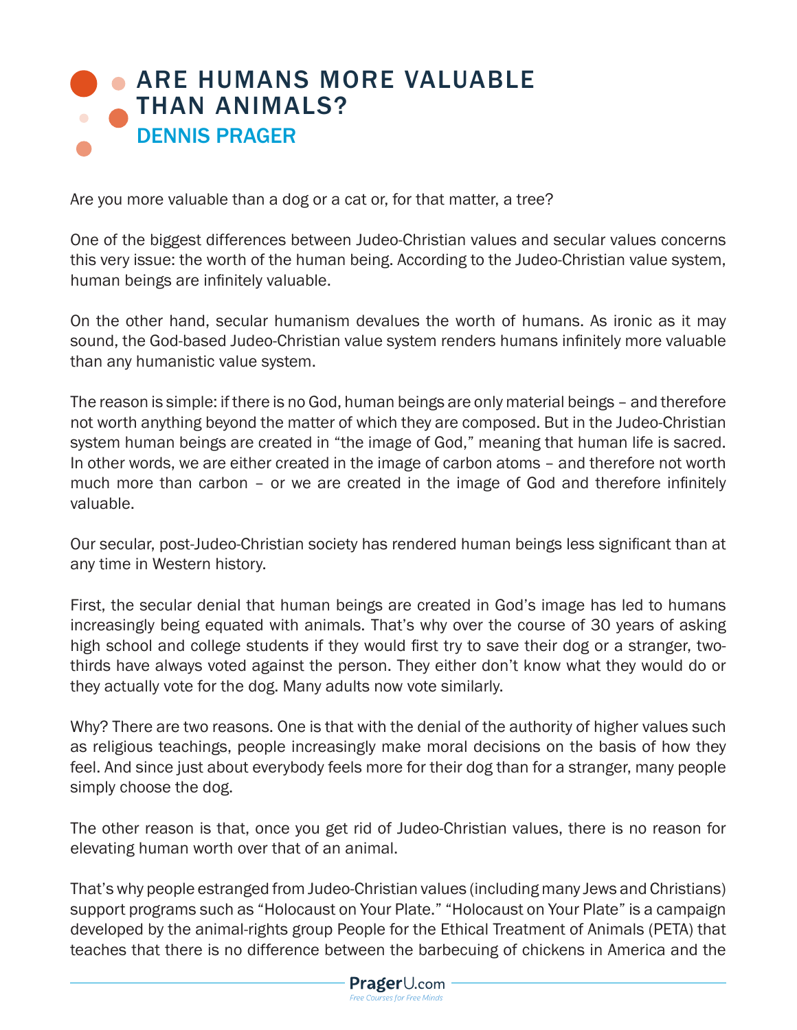# ARE HUMANS MORE VALUABLE THAN ANIMALS?

## DENNIS PRAGER

Are you more valuable than a dog or a cat or, for that matter, a tree?

One of the biggest differences between Judeo-Christian values and secular values concerns this very issue: the worth of the human being. According to the Judeo-Christian value system, human beings are infinitely valuable.

On the other hand, secular humanism devalues the worth of humans. As ironic as it may sound, the God-based Judeo-Christian value system renders humans infinitely more valuable than any humanistic value system.

The reason is simple: if there is no God, human beings are only material beings – and therefore not worth anything beyond the matter of which they are composed. But in the Judeo-Christian system human beings are created in "the image of God," meaning that human life is sacred. In other words, we are either created in the image of carbon atoms – and therefore not worth much more than carbon – or we are created in the image of God and therefore infinitely valuable.

Our secular, post-Judeo-Christian society has rendered human beings less significant than at any time in Western history.

First, the secular denial that human beings are created in God's image has led to humans increasingly being equated with animals. That's why over the course of 30 years of asking high school and college students if they would first try to save their dog or a stranger, two-thirds have always voted against the person. They either don't know what they would do or they actually vote for the dog. Many adults now vote similarly.

Why? There are two reasons. One is that with the denial of the authority of higher values such as religious teachings, people increasingly make moral decisions on the basis of how they feel. And since just about everybody feels more for their dog than for a stranger, many people simply choose the dog.

The other reason is that, once you get rid of Judeo-Christian values, there is no reason for elevating human worth over that of an animal.

That's why people estranged from Judeo-Christian values (including many Jews and Christians) support programs such as "Holocaust on Your Plate." "Holocaust on Your Plate" is a campaign developed by the animal-rights group People for the Ethical Treatment of Animals (PETA) that teaches that there is no difference between the barbecuing of chickens in America and the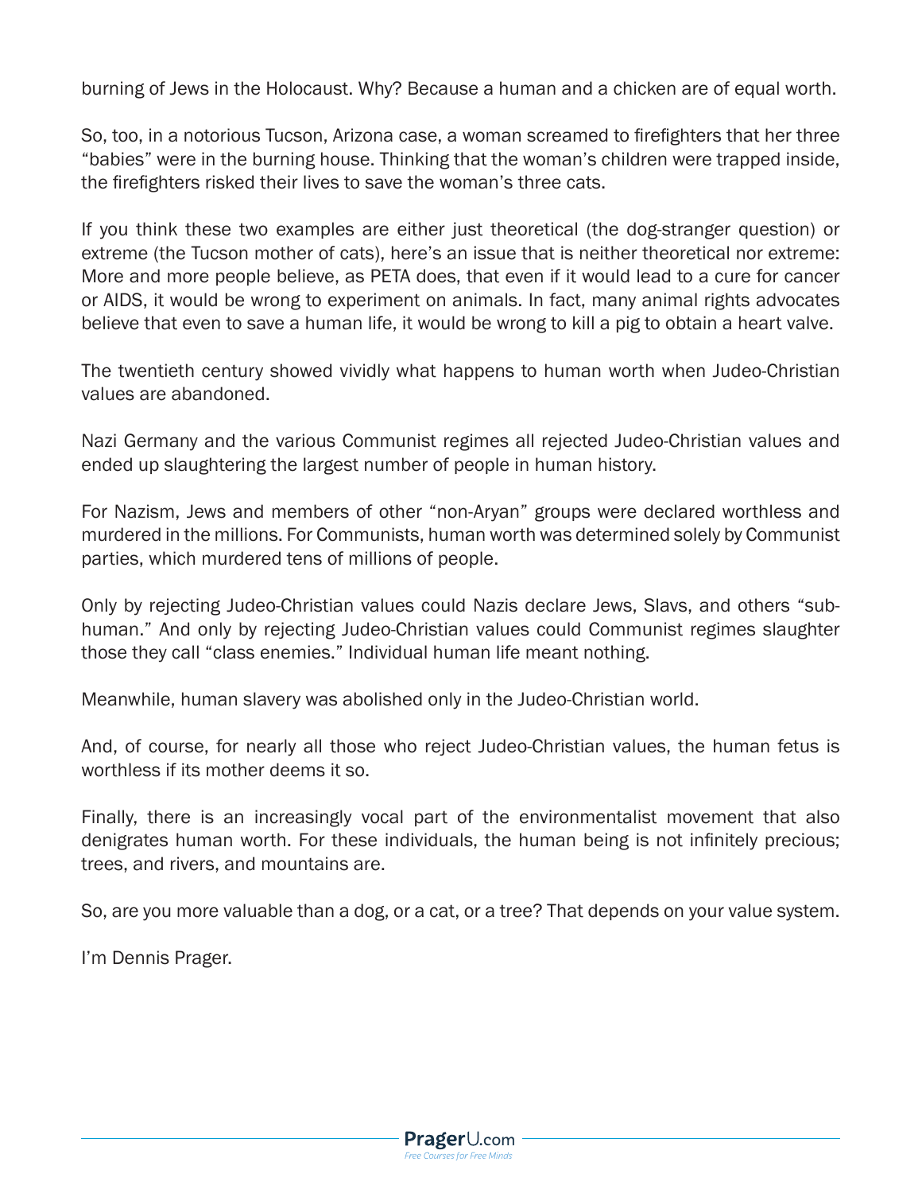burning of Jews in the Holocaust. Why? Because a human and a chicken are of equal worth.

So, too, in a notorious Tucson, Arizona case, a woman screamed to firefighters that her three "babies" were in the burning house. Thinking that the woman's children were trapped inside, the firefighters risked their lives to save the woman's three cats.

If you think these two examples are either just theoretical (the dog-stranger question) or extreme (the Tucson mother of cats), here's an issue that is neither theoretical nor extreme: More and more people believe, as PETA does, that even if it would lead to a cure for cancer or AIDS, it would be wrong to experiment on animals. In fact, many animal rights advocates believe that even to save a human life, it would be wrong to kill a pig to obtain a heart valve.

The twentieth century showed vividly what happens to human worth when Judeo-Christian values are abandoned.

Nazi Germany and the various Communist regimes all rejected Judeo-Christian values and ended up slaughtering the largest number of people in human history.

For Nazism, Jews and members of other "non-Aryan" groups were declared worthless and murdered in the millions. For Communists, human worth was determined solely by Communist parties, which murdered tens of millions of people.

Only by rejecting Judeo-Christian values could Nazis declare Jews, Slavs, and others "sub-human." And only by rejecting Judeo-Christian values could Communist regimes slaughter those they call "class enemies." Individual human life meant nothing.

Meanwhile, human slavery was abolished only in the Judeo-Christian world.

And, of course, for nearly all those who reject Judeo-Christian values, the human fetus is worthless if its mother deems it so.

Finally, there is an increasingly vocal part of the environmentalist movement that also denigrates human worth. For these individuals, the human being is not infinitely precious; trees, and rivers, and mountains are.

So, are you more valuable than a dog, or a cat, or a tree? That depends on your value system.

I'm Dennis Prager.